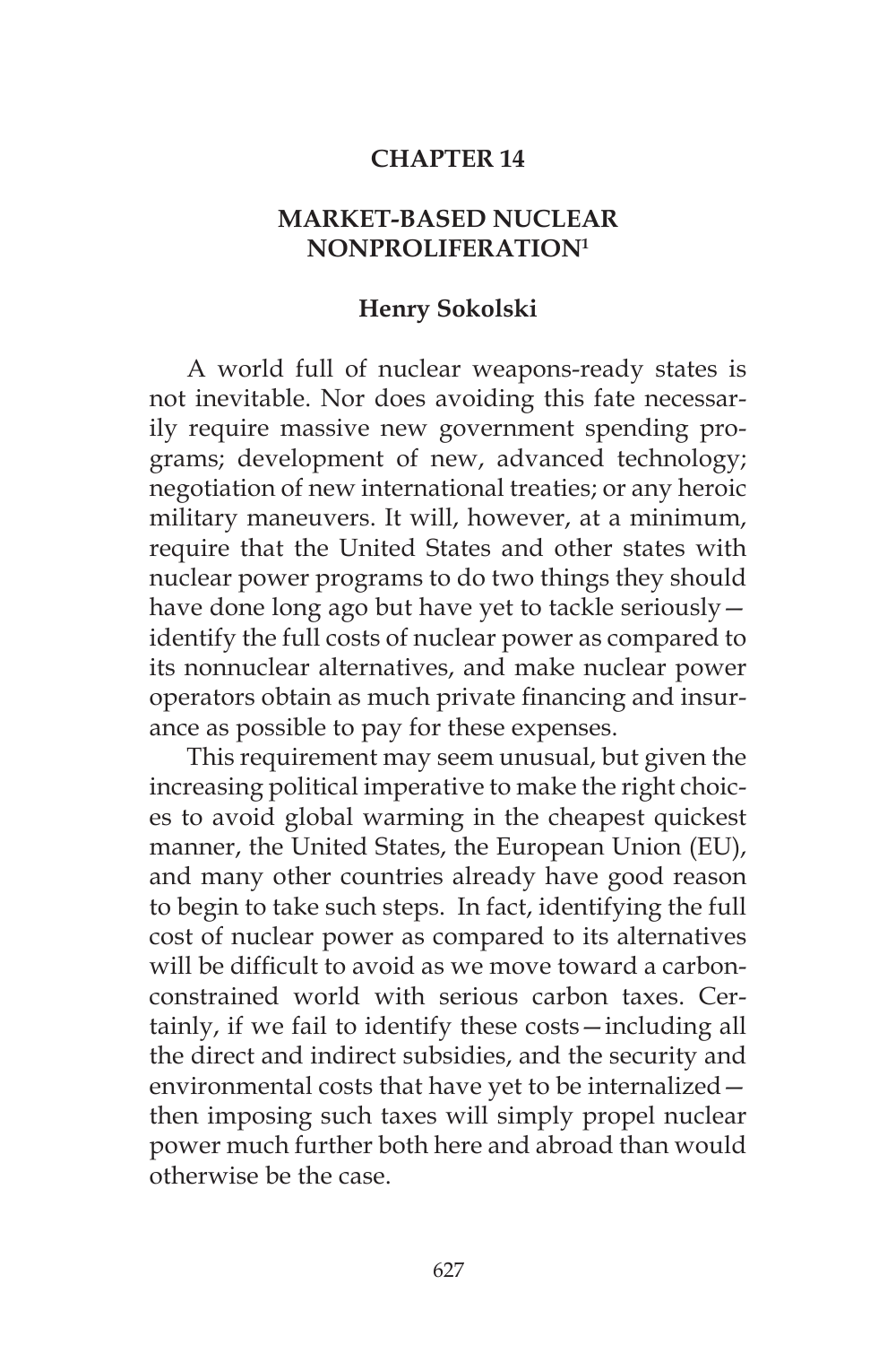# CHAPTER 14

## MARKET-BASED NUCLEAR NONPROLIFERATION[1]

### Henry Sokolski

A world full of nuclear weapons-ready states is not inevitable. Nor does avoiding this fate necessarily require massive new government spending programs; development of new, advanced technology; negotiation of new international treaties; or any heroic military maneuvers. It will, however, at a minimum, require that the United States and other states with nuclear power programs to do two things they should have done long ago but have yet to tackle seriously—identify the full costs of nuclear power as compared to its nonnuclear alternatives, and make nuclear power operators obtain as much private financing and insurance as possible to pay for these expenses.

This requirement may seem unusual, but given the increasing political imperative to make the right choices to avoid global warming in the cheapest quickest manner, the United States, the European Union (EU), and many other countries already have good reason to begin to take such steps. In fact, identifying the full cost of nuclear power as compared to its alternatives will be difficult to avoid as we move toward a carbon-constrained world with serious carbon taxes. Certainly, if we fail to identify these costs—including all the direct and indirect subsidies, and the security and environmental costs that have yet to be internalized—then imposing such taxes will simply propel nuclear power much further both here and abroad than would otherwise be the case.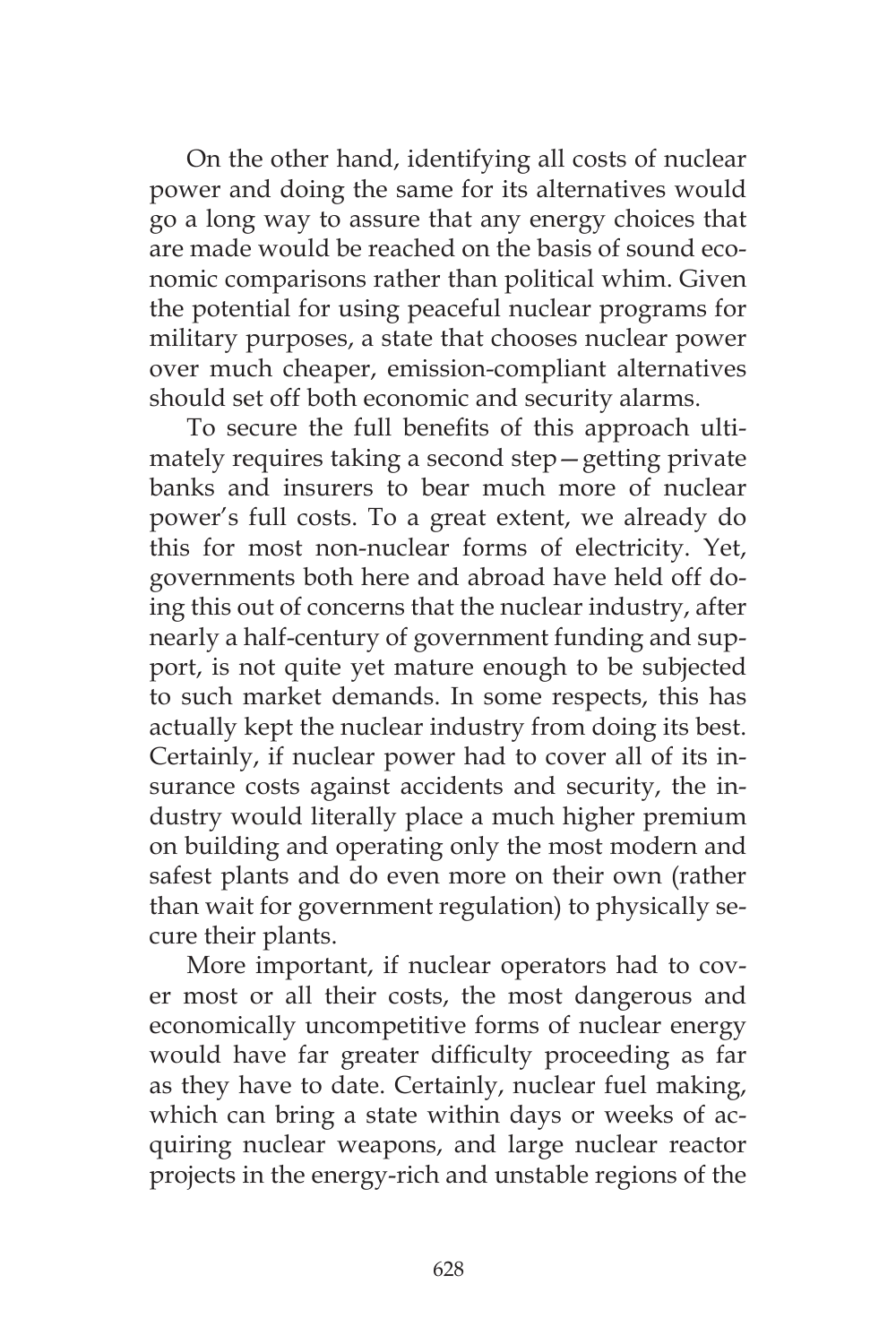On the other hand, identifying all costs of nuclear power and doing the same for its alternatives would go a long way to assure that any energy choices that are made would be reached on the basis of sound economic comparisons rather than political whim. Given the potential for using peaceful nuclear programs for military purposes, a state that chooses nuclear power over much cheaper, emission-compliant alternatives should set off both economic and security alarms.

To secure the full benefits of this approach ultimately requires taking a second step—getting private banks and insurers to bear much more of nuclear power's full costs. To a great extent, we already do this for most non-nuclear forms of electricity. Yet, governments both here and abroad have held off doing this out of concerns that the nuclear industry, after nearly a half-century of government funding and support, is not quite yet mature enough to be subjected to such market demands. In some respects, this has actually kept the nuclear industry from doing its best. Certainly, if nuclear power had to cover all of its insurance costs against accidents and security, the industry would literally place a much higher premium on building and operating only the most modern and safest plants and do even more on their own (rather than wait for government regulation) to physically secure their plants.

More important, if nuclear operators had to cover most or all their costs, the most dangerous and economically uncompetitive forms of nuclear energy would have far greater difficulty proceeding as far as they have to date. Certainly, nuclear fuel making, which can bring a state within days or weeks of acquiring nuclear weapons, and large nuclear reactor projects in the energy-rich and unstable regions of the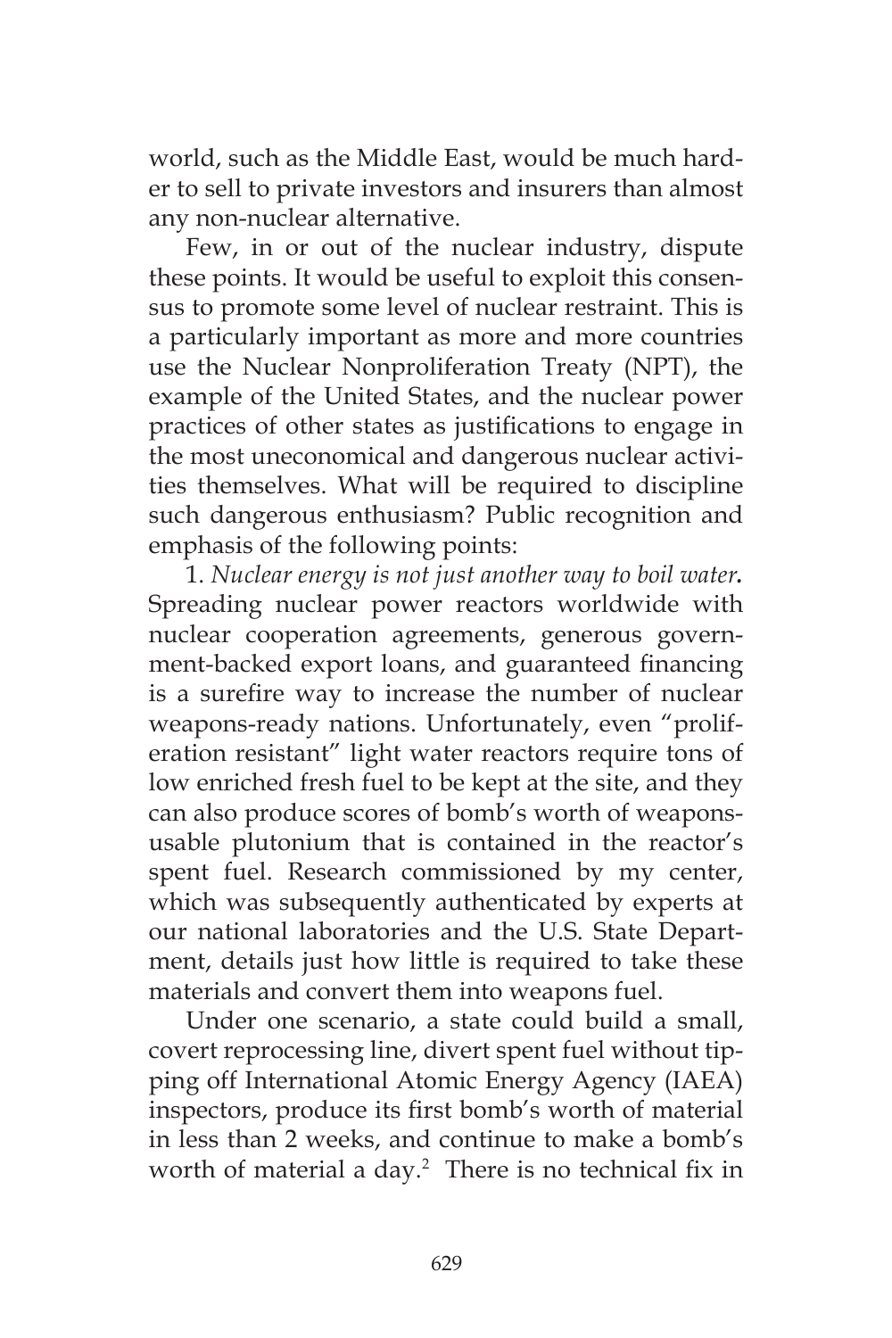world, such as the Middle East, would be much harder to sell to private investors and insurers than almost any non-nuclear alternative.

Few, in or out of the nuclear industry, dispute these points. It would be useful to exploit this consensus to promote some level of nuclear restraint. This is a particularly important as more and more countries use the Nuclear Nonproliferation Treaty (NPT), the example of the United States, and the nuclear power practices of other states as justifications to engage in the most uneconomical and dangerous nuclear activities themselves. What will be required to discipline such dangerous enthusiasm? Public recognition and emphasis of the following points:

1. *Nuclear energy is not just another way to boil water.* Spreading nuclear power reactors worldwide with nuclear cooperation agreements, generous government-backed export loans, and guaranteed financing is a surefire way to increase the number of nuclear weapons-ready nations. Unfortunately, even "proliferation resistant" light water reactors require tons of low enriched fresh fuel to be kept at the site, and they can also produce scores of bomb's worth of weapons-usable plutonium that is contained in the reactor's spent fuel. Research commissioned by my center, which was subsequently authenticated by experts at our national laboratories and the U.S. State Department, details just how little is required to take these materials and convert them into weapons fuel.

Under one scenario, a state could build a small, covert reprocessing line, divert spent fuel without tipping off International Atomic Energy Agency (IAEA) inspectors, produce its first bomb's worth of material in less than 2 weeks, and continue to make a bomb's worth of material a day.[2] There is no technical fix in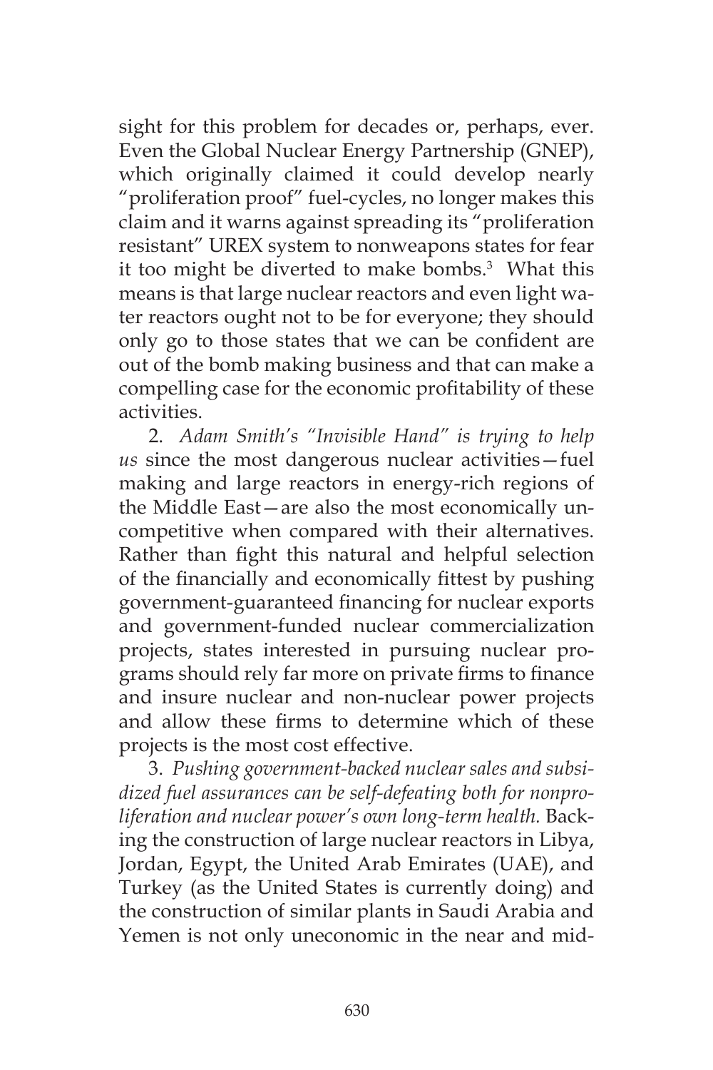sight for this problem for decades or, perhaps, ever. Even the Global Nuclear Energy Partnership (GNEP), which originally claimed it could develop nearly "proliferation proof" fuel-cycles, no longer makes this claim and it warns against spreading its "proliferation resistant" UREX system to nonweapons states for fear it too might be diverted to make bombs.[3] What this means is that large nuclear reactors and even light water reactors ought not to be for everyone; they should only go to those states that we can be confident are out of the bomb making business and that can make a compelling case for the economic profitability of these activities.

2. *Adam Smith's "Invisible Hand" is trying to help us* since the most dangerous nuclear activities—fuel making and large reactors in energy-rich regions of the Middle East—are also the most economically uncompetitive when compared with their alternatives. Rather than fight this natural and helpful selection of the financially and economically fittest by pushing government-guaranteed financing for nuclear exports and government-funded nuclear commercialization projects, states interested in pursuing nuclear programs should rely far more on private firms to finance and insure nuclear and non-nuclear power projects and allow these firms to determine which of these projects is the most cost effective.

3. *Pushing government-backed nuclear sales and subsidized fuel assurances can be self-defeating both for nonproliferation and nuclear power's own long-term health.* Backing the construction of large nuclear reactors in Libya, Jordan, Egypt, the United Arab Emirates (UAE), and Turkey (as the United States is currently doing) and the construction of similar plants in Saudi Arabia and Yemen is not only uneconomic in the near and mid-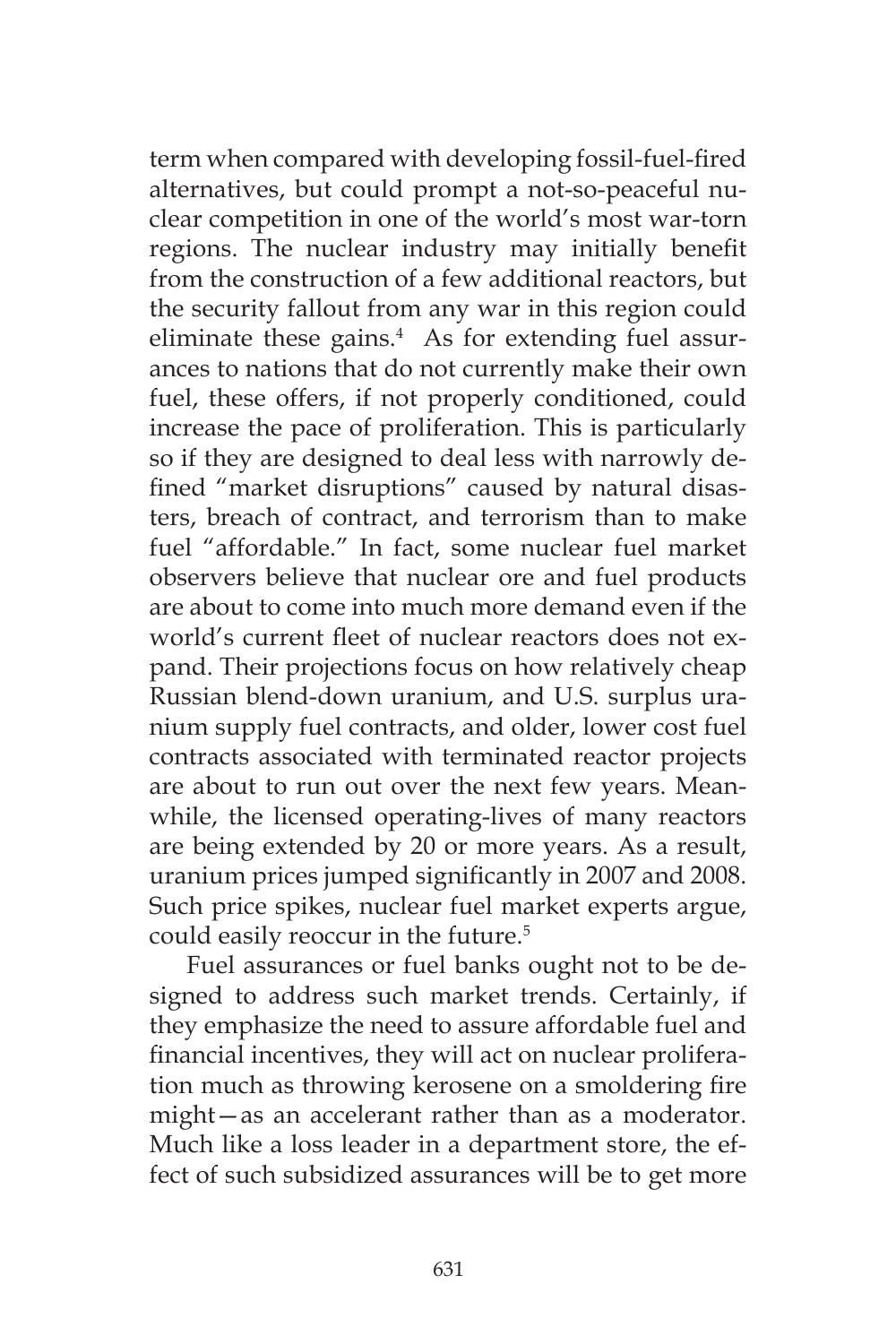term when compared with developing fossil-fuel-fired alternatives, but could prompt a not-so-peaceful nuclear competition in one of the world's most war-torn regions. The nuclear industry may initially benefit from the construction of a few additional reactors, but the security fallout from any war in this region could eliminate these gains.[4] As for extending fuel assurances to nations that do not currently make their own fuel, these offers, if not properly conditioned, could increase the pace of proliferation. This is particularly so if they are designed to deal less with narrowly defined "market disruptions" caused by natural disasters, breach of contract, and terrorism than to make fuel "affordable." In fact, some nuclear fuel market observers believe that nuclear ore and fuel products are about to come into much more demand even if the world's current fleet of nuclear reactors does not expand. Their projections focus on how relatively cheap Russian blend-down uranium, and U.S. surplus uranium supply fuel contracts, and older, lower cost fuel contracts associated with terminated reactor projects are about to run out over the next few years. Meanwhile, the licensed operating-lives of many reactors are being extended by 20 or more years. As a result, uranium prices jumped significantly in 2007 and 2008. Such price spikes, nuclear fuel market experts argue, could easily reoccur in the future.[5]

Fuel assurances or fuel banks ought not to be designed to address such market trends. Certainly, if they emphasize the need to assure affordable fuel and financial incentives, they will act on nuclear proliferation much as throwing kerosene on a smoldering fire might—as an accelerant rather than as a moderator. Much like a loss leader in a department store, the effect of such subsidized assurances will be to get more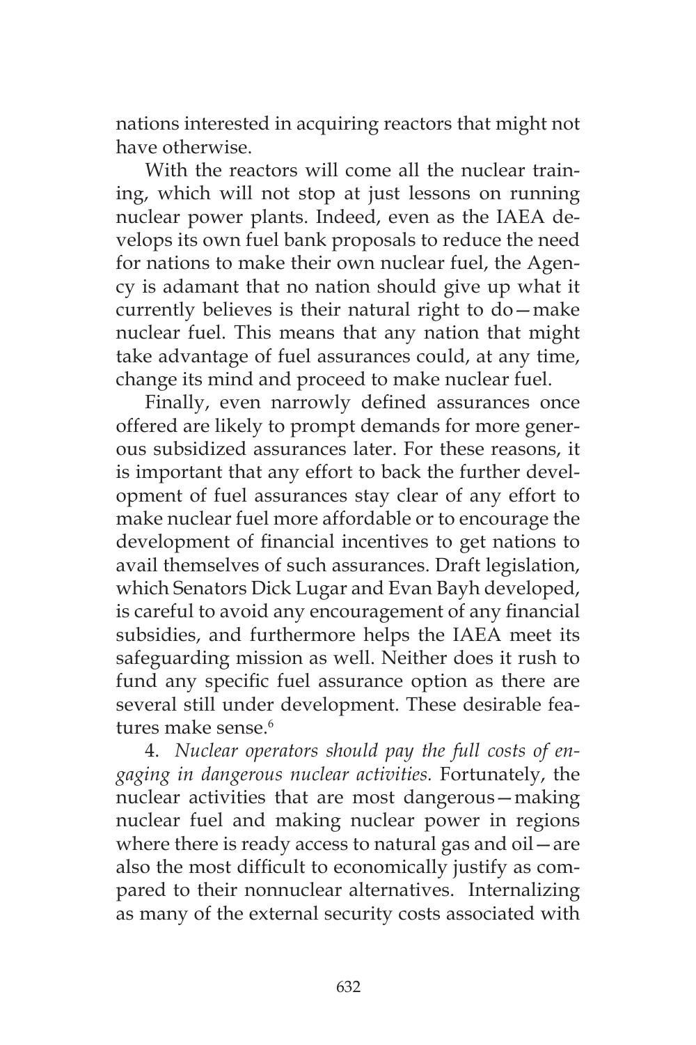nations interested in acquiring reactors that might not have otherwise.

With the reactors will come all the nuclear training, which will not stop at just lessons on running nuclear power plants. Indeed, even as the IAEA develops its own fuel bank proposals to reduce the need for nations to make their own nuclear fuel, the Agency is adamant that no nation should give up what it currently believes is their natural right to do—make nuclear fuel. This means that any nation that might take advantage of fuel assurances could, at any time, change its mind and proceed to make nuclear fuel.

Finally, even narrowly defined assurances once offered are likely to prompt demands for more generous subsidized assurances later. For these reasons, it is important that any effort to back the further development of fuel assurances stay clear of any effort to make nuclear fuel more affordable or to encourage the development of financial incentives to get nations to avail themselves of such assurances. Draft legislation, which Senators Dick Lugar and Evan Bayh developed, is careful to avoid any encouragement of any financial subsidies, and furthermore helps the IAEA meet its safeguarding mission as well. Neither does it rush to fund any specific fuel assurance option as there are several still under development. These desirable features make sense.[6]

4. *Nuclear operators should pay the full costs of engaging in dangerous nuclear activities.* Fortunately, the nuclear activities that are most dangerous—making nuclear fuel and making nuclear power in regions where there is ready access to natural gas and oil—are also the most difficult to economically justify as compared to their nonnuclear alternatives. Internalizing as many of the external security costs associated with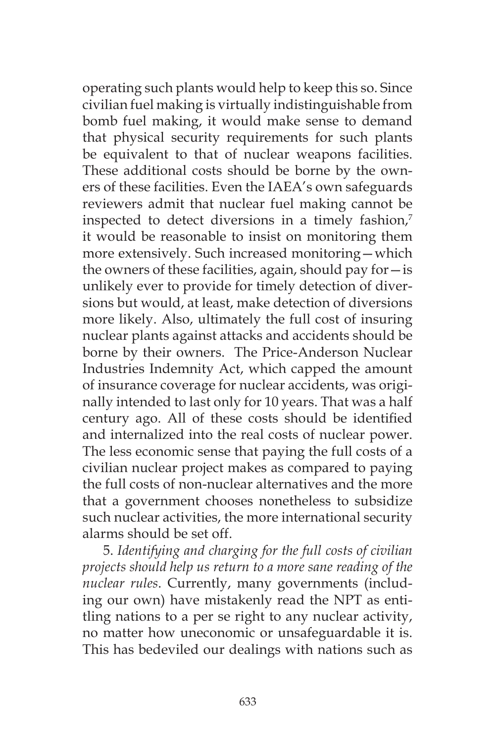operating such plants would help to keep this so. Since civilian fuel making is virtually indistinguishable from bomb fuel making, it would make sense to demand that physical security requirements for such plants be equivalent to that of nuclear weapons facilities. These additional costs should be borne by the owners of these facilities. Even the IAEA's own safeguards reviewers admit that nuclear fuel making cannot be inspected to detect diversions in a timely fashion,[7] it would be reasonable to insist on monitoring them more extensively. Such increased monitoring—which the owners of these facilities, again, should pay for—is unlikely ever to provide for timely detection of diversions but would, at least, make detection of diversions more likely. Also, ultimately the full cost of insuring nuclear plants against attacks and accidents should be borne by their owners. The Price-Anderson Nuclear Industries Indemnity Act, which capped the amount of insurance coverage for nuclear accidents, was originally intended to last only for 10 years. That was a half century ago. All of these costs should be identified and internalized into the real costs of nuclear power. The less economic sense that paying the full costs of a civilian nuclear project makes as compared to paying the full costs of non-nuclear alternatives and the more that a government chooses nonetheless to subsidize such nuclear activities, the more international security alarms should be set off.

5. *Identifying and charging for the full costs of civilian projects should help us return to a more sane reading of the nuclear rules*. Currently, many governments (including our own) have mistakenly read the NPT as entitling nations to a per se right to any nuclear activity, no matter how uneconomic or unsafeguardable it is. This has bedeviled our dealings with nations such as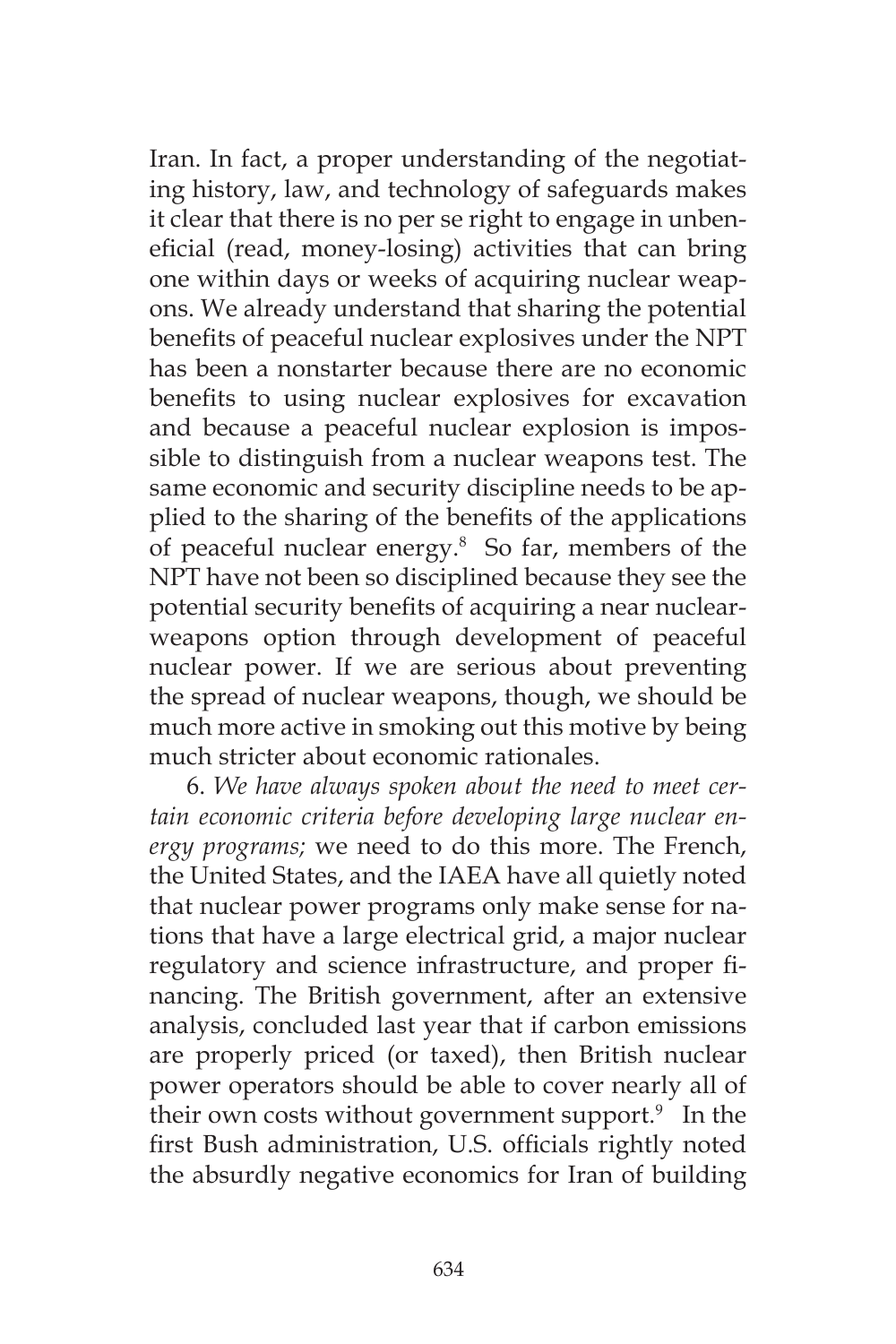Iran. In fact, a proper understanding of the negotiating history, law, and technology of safeguards makes it clear that there is no per se right to engage in unbeneficial (read, money-losing) activities that can bring one within days or weeks of acquiring nuclear weapons. We already understand that sharing the potential benefits of peaceful nuclear explosives under the NPT has been a nonstarter because there are no economic benefits to using nuclear explosives for excavation and because a peaceful nuclear explosion is impossible to distinguish from a nuclear weapons test. The same economic and security discipline needs to be applied to the sharing of the benefits of the applications of peaceful nuclear energy.[8] So far, members of the NPT have not been so disciplined because they see the potential security benefits of acquiring a near nuclear-weapons option through development of peaceful nuclear power. If we are serious about preventing the spread of nuclear weapons, though, we should be much more active in smoking out this motive by being much stricter about economic rationales.

6. *We have always spoken about the need to meet certain economic criteria before developing large nuclear energy programs;* we need to do this more. The French, the United States, and the IAEA have all quietly noted that nuclear power programs only make sense for nations that have a large electrical grid, a major nuclear regulatory and science infrastructure, and proper financing. The British government, after an extensive analysis, concluded last year that if carbon emissions are properly priced (or taxed), then British nuclear power operators should be able to cover nearly all of their own costs without government support.[9] In the first Bush administration, U.S. officials rightly noted the absurdly negative economics for Iran of building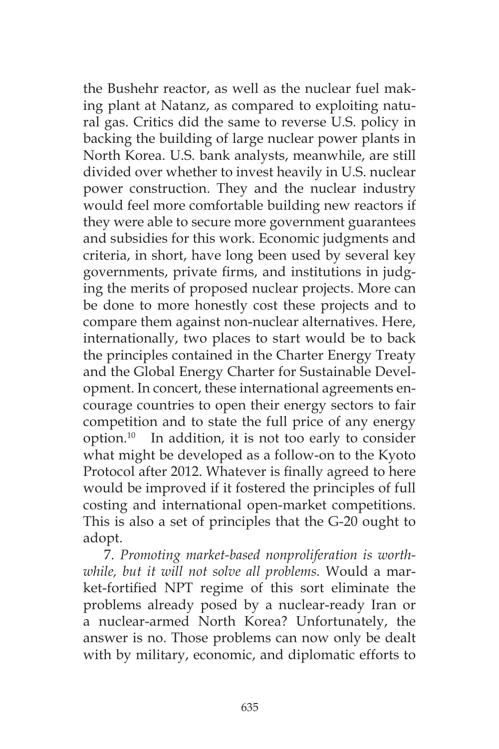the Bushehr reactor, as well as the nuclear fuel making plant at Natanz, as compared to exploiting natural gas. Critics did the same to reverse U.S. policy in backing the building of large nuclear power plants in North Korea. U.S. bank analysts, meanwhile, are still divided over whether to invest heavily in U.S. nuclear power construction. They and the nuclear industry would feel more comfortable building new reactors if they were able to secure more government guarantees and subsidies for this work. Economic judgments and criteria, in short, have long been used by several key governments, private firms, and institutions in judging the merits of proposed nuclear projects. More can be done to more honestly cost these projects and to compare them against non-nuclear alternatives. Here, internationally, two places to start would be to back the principles contained in the Charter Energy Treaty and the Global Energy Charter for Sustainable Development. In concert, these international agreements encourage countries to open their energy sectors to fair competition and to state the full price of any energy option.[10] In addition, it is not too early to consider what might be developed as a follow-on to the Kyoto Protocol after 2012. Whatever is finally agreed to here would be improved if it fostered the principles of full costing and international open-market competitions. This is also a set of principles that the G-20 ought to adopt.

7. *Promoting market-based nonproliferation is worthwhile, but it will not solve all problems.* Would a market-fortified NPT regime of this sort eliminate the problems already posed by a nuclear-ready Iran or a nuclear-armed North Korea? Unfortunately, the answer is no. Those problems can now only be dealt with by military, economic, and diplomatic efforts to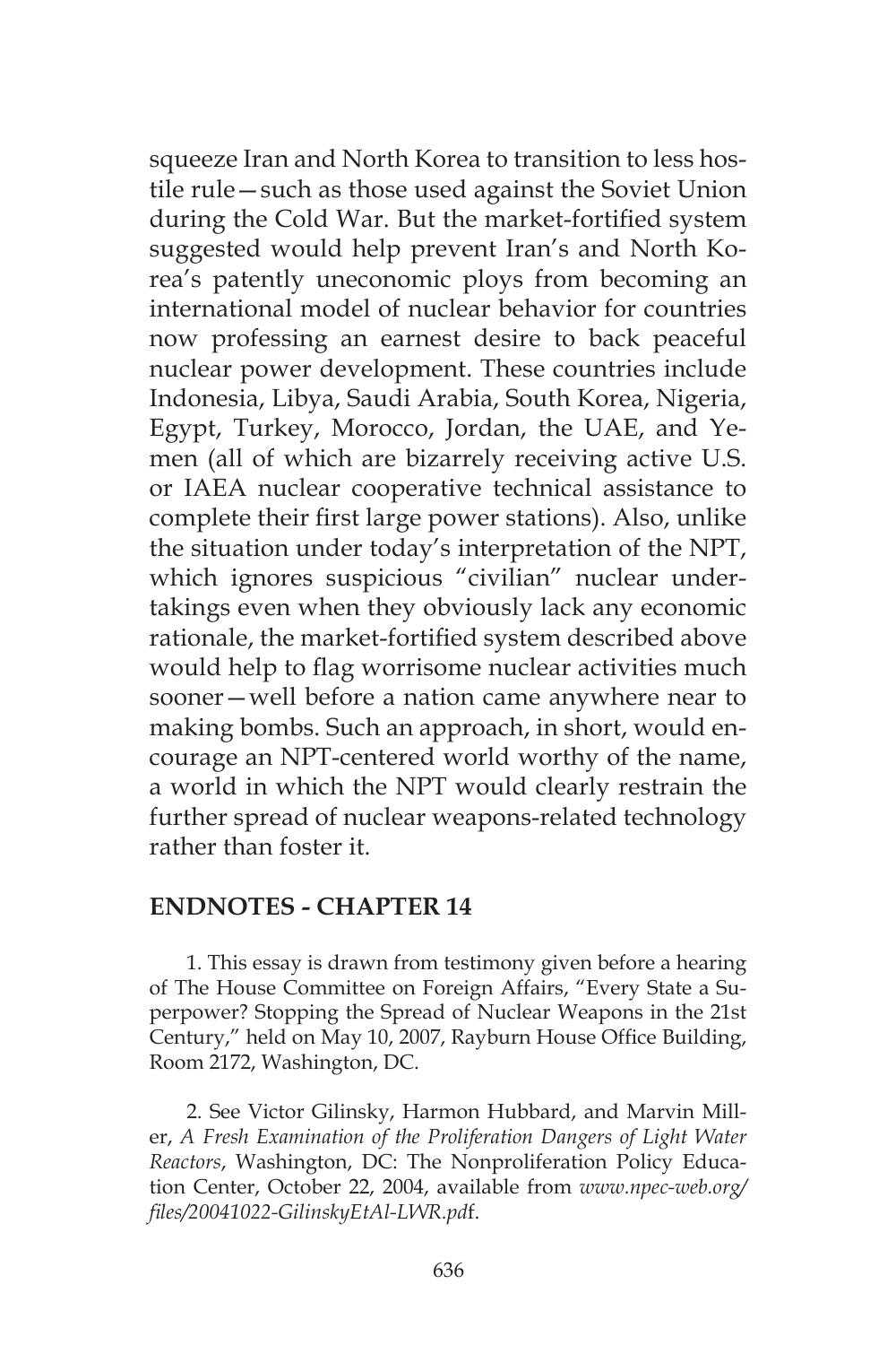squeeze Iran and North Korea to transition to less hostile rule—such as those used against the Soviet Union during the Cold War. But the market-fortified system suggested would help prevent Iran's and North Korea's patently uneconomic ploys from becoming an international model of nuclear behavior for countries now professing an earnest desire to back peaceful nuclear power development. These countries include Indonesia, Libya, Saudi Arabia, South Korea, Nigeria, Egypt, Turkey, Morocco, Jordan, the UAE, and Yemen (all of which are bizarrely receiving active U.S. or IAEA nuclear cooperative technical assistance to complete their first large power stations). Also, unlike the situation under today's interpretation of the NPT, which ignores suspicious "civilian" nuclear undertakings even when they obviously lack any economic rationale, the market-fortified system described above would help to flag worrisome nuclear activities much sooner—well before a nation came anywhere near to making bombs. Such an approach, in short, would encourage an NPT-centered world worthy of the name, a world in which the NPT would clearly restrain the further spread of nuclear weapons-related technology rather than foster it.

## ENDNOTES - CHAPTER 14

1. This essay is drawn from testimony given before a hearing of The House Committee on Foreign Affairs, "Every State a Superpower? Stopping the Spread of Nuclear Weapons in the 21st Century," held on May 10, 2007, Rayburn House Office Building, Room 2172, Washington, DC.

2. See Victor Gilinsky, Harmon Hubbard, and Marvin Miller, *A Fresh Examination of the Proliferation Dangers of Light Water Reactors*, Washington, DC: The Nonproliferation Policy Education Center, October 22, 2004, available from *www.npec-web.org/files/20041022-GilinskyEtAl-LWR.pdf*.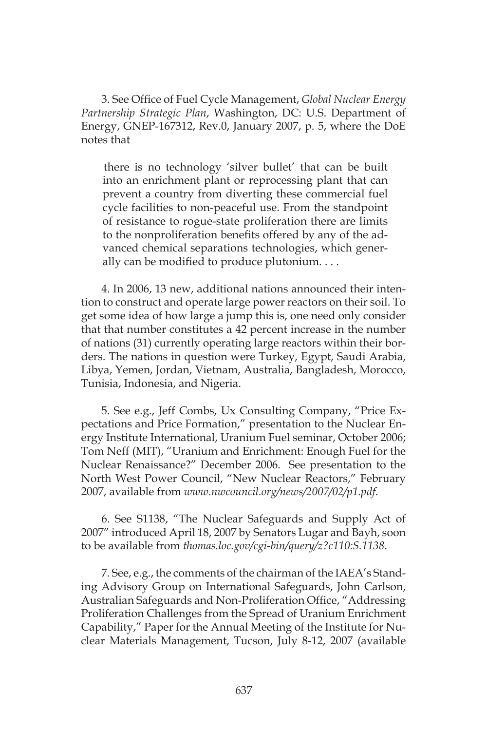3. See Office of Fuel Cycle Management, *Global Nuclear Energy Partnership Strategic Plan*, Washington, DC: U.S. Department of Energy, GNEP-167312, Rev.0, January 2007, p. 5, where the DoE notes that

> there is no technology 'silver bullet' that can be built into an enrichment plant or reprocessing plant that can prevent a country from diverting these commercial fuel cycle facilities to non-peaceful use. From the standpoint of resistance to rogue-state proliferation there are limits to the nonproliferation benefits offered by any of the advanced chemical separations technologies, which generally can be modified to produce plutonium. . . .

4. In 2006, 13 new, additional nations announced their intention to construct and operate large power reactors on their soil. To get some idea of how large a jump this is, one need only consider that that number constitutes a 42 percent increase in the number of nations (31) currently operating large reactors within their borders. The nations in question were Turkey, Egypt, Saudi Arabia, Libya, Yemen, Jordan, Vietnam, Australia, Bangladesh, Morocco, Tunisia, Indonesia, and Nigeria.

5. See e.g., Jeff Combs, Ux Consulting Company, "Price Expectations and Price Formation," presentation to the Nuclear Energy Institute International, Uranium Fuel seminar, October 2006; Tom Neff (MIT), "Uranium and Enrichment: Enough Fuel for the Nuclear Renaissance?" December 2006. See presentation to the North West Power Council, "New Nuclear Reactors," February 2007, available from *www.nwcouncil.org/news/2007/02/p1.pdf*.

6. See S1138, "The Nuclear Safeguards and Supply Act of 2007" introduced April 18, 2007 by Senators Lugar and Bayh, soon to be available from *thomas.loc.gov/cgi-bin/query/z?c110:S.1138*.

7. See, e.g., the comments of the chairman of the IAEA's Standing Advisory Group on International Safeguards, John Carlson, Australian Safeguards and Non-Proliferation Office, "Addressing Proliferation Challenges from the Spread of Uranium Enrichment Capability," Paper for the Annual Meeting of the Institute for Nuclear Materials Management, Tucson, July 8-12, 2007 (available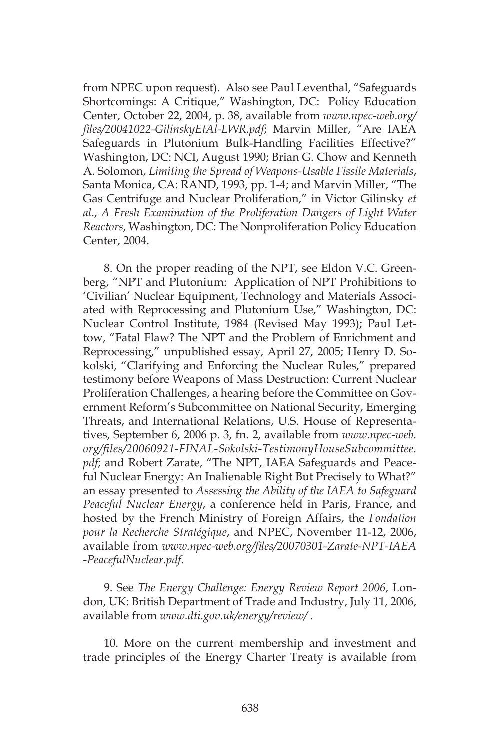from NPEC upon request). Also see Paul Leventhal, "Safeguards Shortcomings: A Critique," Washington, DC: Policy Education Center, October 22, 2004, p. 38, available from *www.npec-web.org/files/20041022-GilinskyEtAl-LWR.pdf*; Marvin Miller, "Are IAEA Safeguards in Plutonium Bulk-Handling Facilities Effective?" Washington, DC: NCI, August 1990; Brian G. Chow and Kenneth A. Solomon, *Limiting the Spread of Weapons-Usable Fissile Materials*, Santa Monica, CA: RAND, 1993, pp. 1-4; and Marvin Miller, "The Gas Centrifuge and Nuclear Proliferation," in Victor Gilinsky *et al*., *A Fresh Examination of the Proliferation Dangers of Light Water Reactors*, Washington, DC: The Nonproliferation Policy Education Center, 2004.

8. On the proper reading of the NPT, see Eldon V.C. Greenberg, "NPT and Plutonium: Application of NPT Prohibitions to 'Civilian' Nuclear Equipment, Technology and Materials Associated with Reprocessing and Plutonium Use," Washington, DC: Nuclear Control Institute, 1984 (Revised May 1993); Paul Lettow, "Fatal Flaw? The NPT and the Problem of Enrichment and Reprocessing," unpublished essay, April 27, 2005; Henry D. Sokolski, "Clarifying and Enforcing the Nuclear Rules," prepared testimony before Weapons of Mass Destruction: Current Nuclear Proliferation Challenges, a hearing before the Committee on Government Reform's Subcommittee on National Security, Emerging Threats, and International Relations, U.S. House of Representatives, September 6, 2006 p. 3, fn. 2, available from *www.npec-web.org/files/20060921-FINAL-Sokolski-TestimonyHouseSubcommittee.pdf*; and Robert Zarate, "The NPT, IAEA Safeguards and Peaceful Nuclear Energy: An Inalienable Right But Precisely to What?" an essay presented to *Assessing the Ability of the IAEA to Safeguard Peaceful Nuclear Energy*, a conference held in Paris, France, and hosted by the French Ministry of Foreign Affairs, the *Fondation pour la Recherche Stratégique*, and NPEC, November 11-12, 2006, available from *www.npec-web.org/files/20070301-Zarate-NPT-IAEA-PeacefulNuclear.pdf*.

9. See *The Energy Challenge: Energy Review Report 2006*, London, UK: British Department of Trade and Industry, July 11, 2006, available from *www.dti.gov.uk/energy/review/* .

10. More on the current membership and investment and trade principles of the Energy Charter Treaty is available from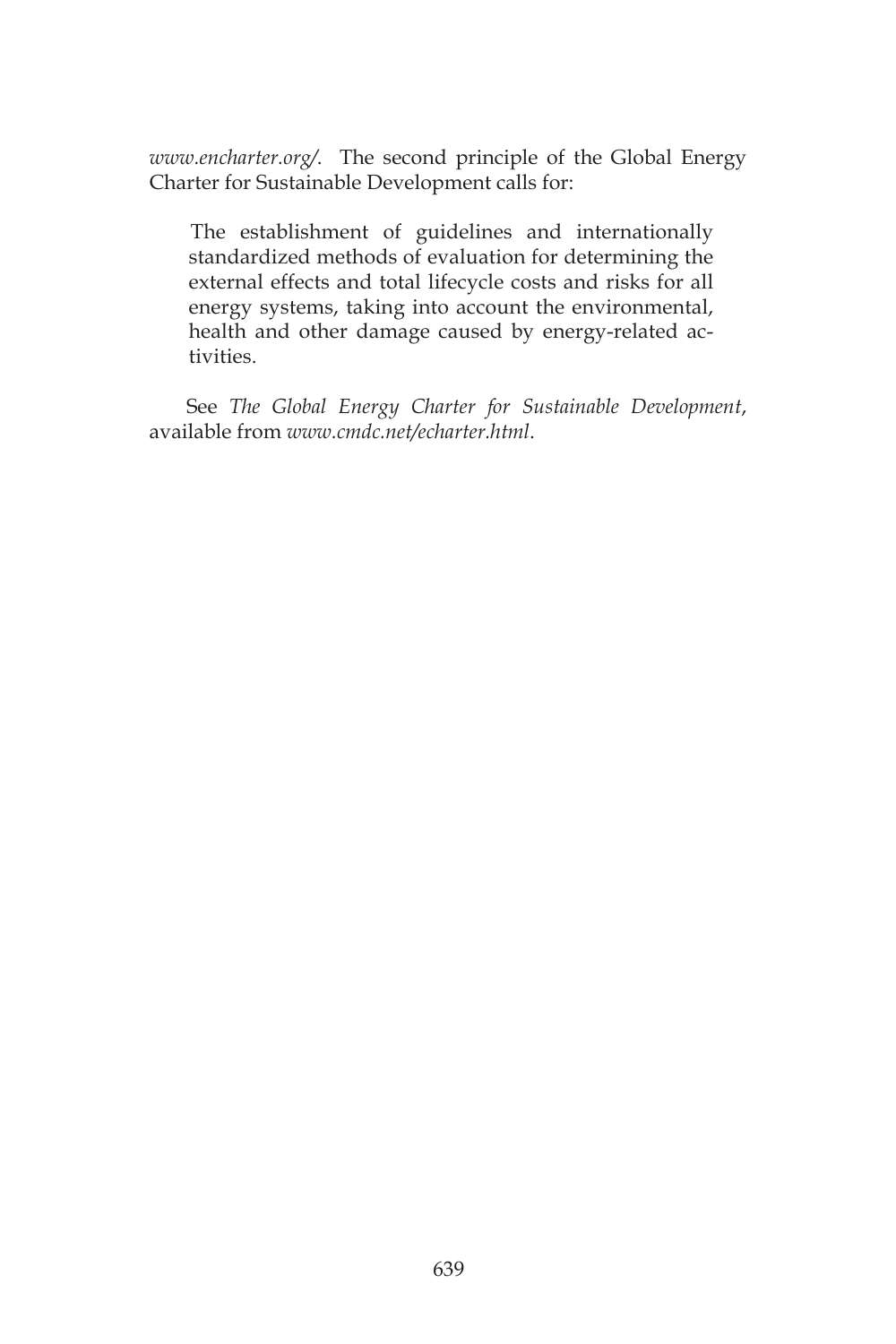*www.encharter.org/*. The second principle of the Global Energy Charter for Sustainable Development calls for:

> The establishment of guidelines and internationally standardized methods of evaluation for determining the external effects and total lifecycle costs and risks for all energy systems, taking into account the environmental, health and other damage caused by energy-related activities.

See *The Global Energy Charter for Sustainable Development*, available from *www.cmdc.net/echarter.html*.